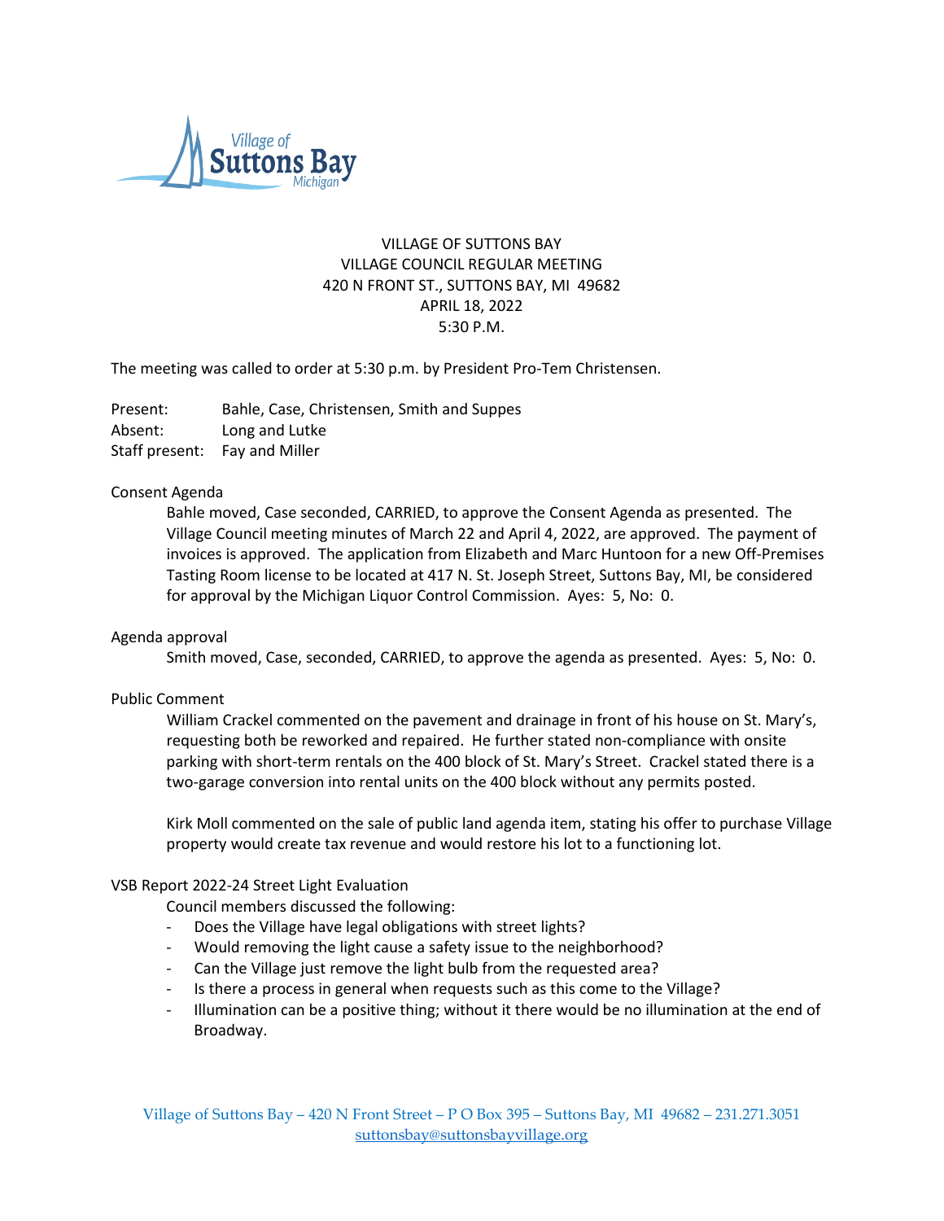VILLAGE OF SUTTONS BAY
VILLAGE COUNCIL REGULAR MEETING
420 N FRONT ST., SUTTONS BAY, MI 49682
APRIL 18, 2022
5:30 P.M.

The meeting was called to order at 5:30 p.m. by President Pro-Tem Christensen.

Present: Bahle, Case, Christensen, Smith and Suppes
Absent: Long and Lutke
Staff present: Fay and Miller

Consent Agenda

Bahle moved, Case seconded, CARRIED, to approve the Consent Agenda as presented. The Village Council meeting minutes of March 22 and April 4, 2022, are approved. The payment of invoices is approved. The application from Elizabeth and Marc Huntoon for a new Off-Premises Tasting Room license to be located at 417 N. St. Joseph Street, Suttons Bay, MI, be considered for approval by the Michigan Liquor Control Commission. Ayes: 5, No: 0.

Agenda approval

Smith moved, Case, seconded, CARRIED, to approve the agenda as presented. Ayes: 5, No: 0.

Public Comment

William Crackel commented on the pavement and drainage in front of his house on St. Mary's, requesting both be reworked and repaired. He further stated non-compliance with onsite parking with short-term rentals on the 400 block of St. Mary's Street. Crackel stated there is a two-garage conversion into rental units on the 400 block without any permits posted.

Kirk Moll commented on the sale of public land agenda item, stating his offer to purchase Village property would create tax revenue and would restore his lot to a functioning lot.

VSB Report 2022-24 Street Light Evaluation

Council members discussed the following:

- Does the Village have legal obligations with street lights?
- Would removing the light cause a safety issue to the neighborhood?
- Can the Village just remove the light bulb from the requested area?
- Is there a process in general when requests such as this come to the Village?
- Illumination can be a positive thing; without it there would be no illumination at the end of Broadway.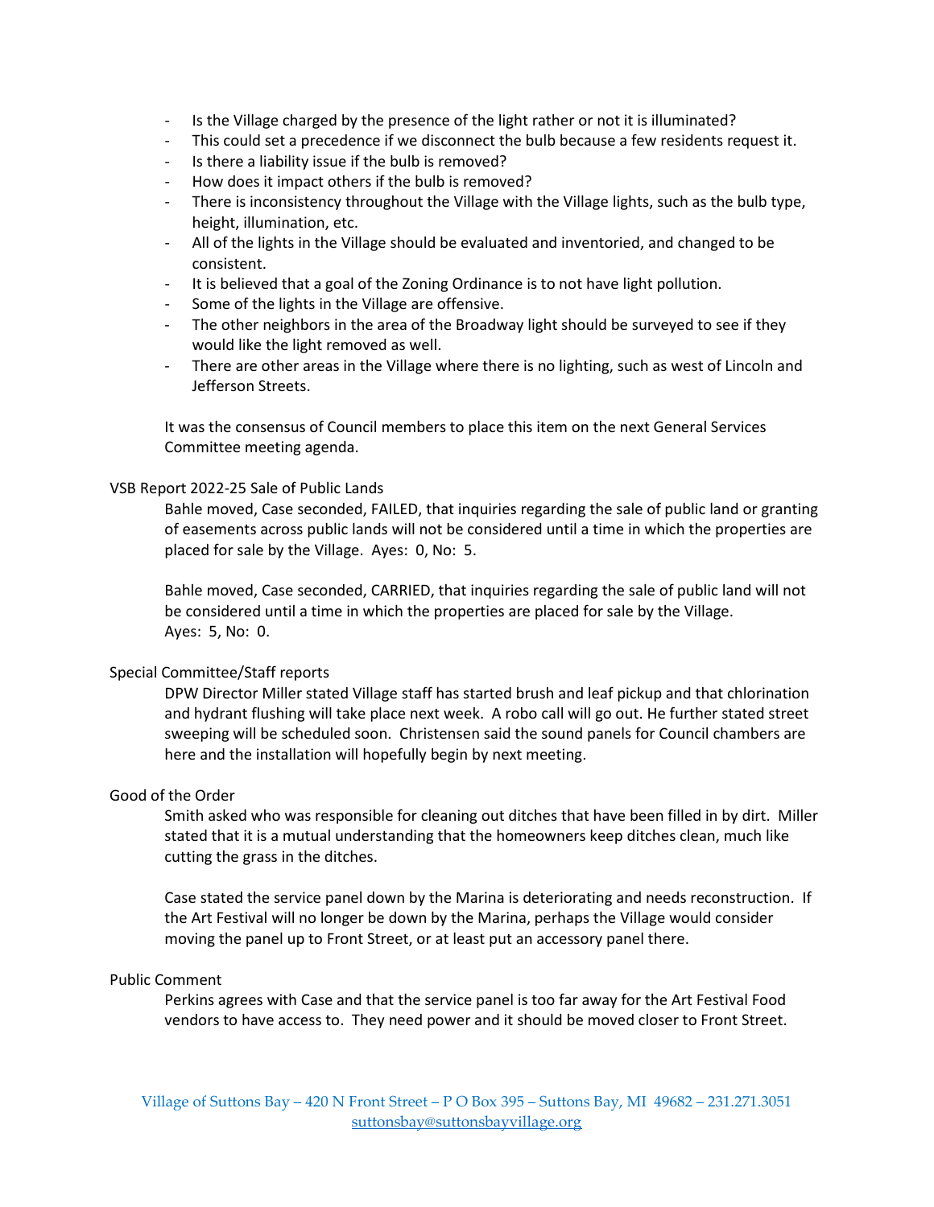- Is the Village charged by the presence of the light rather or not it is illuminated?
- This could set a precedence if we disconnect the bulb because a few residents request it.
- Is there a liability issue if the bulb is removed?
- How does it impact others if the bulb is removed?
- There is inconsistency throughout the Village with the Village lights, such as the bulb type, height, illumination, etc.
- All of the lights in the Village should be evaluated and inventoried, and changed to be consistent.
- It is believed that a goal of the Zoning Ordinance is to not have light pollution.
- Some of the lights in the Village are offensive.
- The other neighbors in the area of the Broadway light should be surveyed to see if they would like the light removed as well.
- There are other areas in the Village where there is no lighting, such as west of Lincoln and Jefferson Streets.

It was the consensus of Council members to place this item on the next General Services Committee meeting agenda.

VSB Report 2022-25 Sale of Public Lands

Bahle moved, Case seconded, FAILED, that inquiries regarding the sale of public land or granting of easements across public lands will not be considered until a time in which the properties are placed for sale by the Village. Ayes: 0, No: 5.

Bahle moved, Case seconded, CARRIED, that inquiries regarding the sale of public land will not be considered until a time in which the properties are placed for sale by the Village. Ayes: 5, No: 0.

Special Committee/Staff reports

DPW Director Miller stated Village staff has started brush and leaf pickup and that chlorination and hydrant flushing will take place next week. A robo call will go out. He further stated street sweeping will be scheduled soon. Christensen said the sound panels for Council chambers are here and the installation will hopefully begin by next meeting.

Good of the Order

Smith asked who was responsible for cleaning out ditches that have been filled in by dirt. Miller stated that it is a mutual understanding that the homeowners keep ditches clean, much like cutting the grass in the ditches.

Case stated the service panel down by the Marina is deteriorating and needs reconstruction. If the Art Festival will no longer be down by the Marina, perhaps the Village would consider moving the panel up to Front Street, or at least put an accessory panel there.

Public Comment

Perkins agrees with Case and that the service panel is too far away for the Art Festival Food vendors to have access to. They need power and it should be moved closer to Front Street.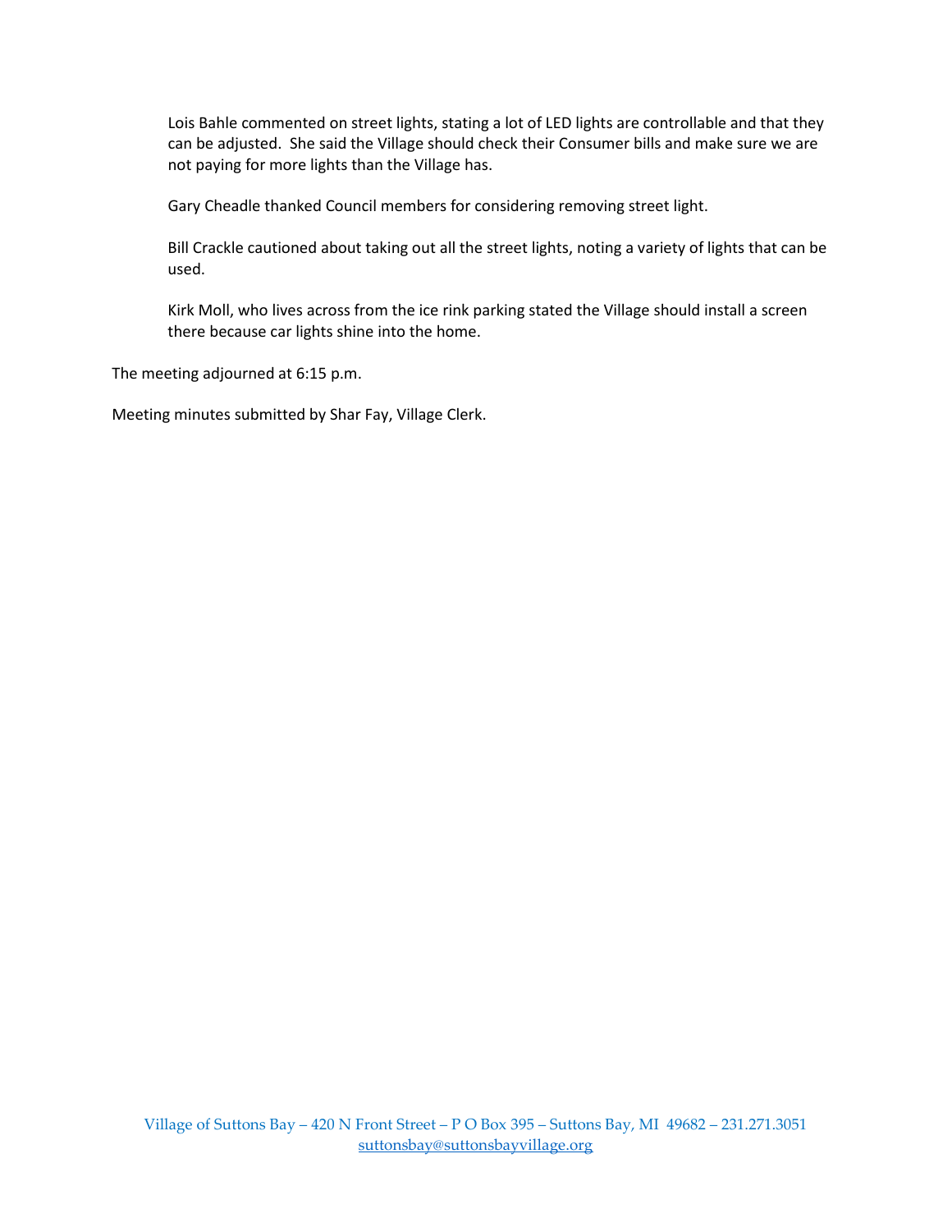Lois Bahle commented on street lights, stating a lot of LED lights are controllable and that they can be adjusted. She said the Village should check their Consumer bills and make sure we are not paying for more lights than the Village has.

Gary Cheadle thanked Council members for considering removing street light.

Bill Crackle cautioned about taking out all the street lights, noting a variety of lights that can be used.

Kirk Moll, who lives across from the ice rink parking stated the Village should install a screen there because car lights shine into the home.

The meeting adjourned at 6:15 p.m.

Meeting minutes submitted by Shar Fay, Village Clerk.